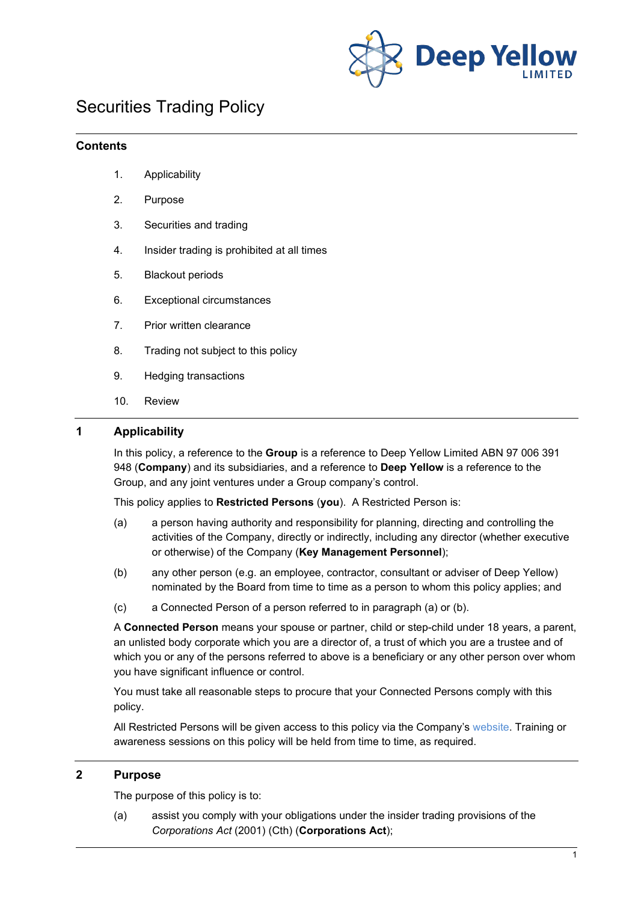# Securities Trading Policy

## Contents

1. Applicability
2. Purpose
3. Securities and trading
4. Insider trading is prohibited at all times
5. Blackout periods
6. Exceptional circumstances
7. Prior written clearance
8. Trading not subject to this policy
9. Hedging transactions
10. Review

## 1 Applicability

In this policy, a reference to the **Group** is a reference to Deep Yellow Limited ABN 97 006 391 948 (**Company**) and its subsidiaries, and a reference to **Deep Yellow** is a reference to the Group, and any joint ventures under a Group company's control.

This policy applies to **Restricted Persons** (**you**). A Restricted Person is:

(a) a person having authority and responsibility for planning, directing and controlling the activities of the Company, directly or indirectly, including any director (whether executive or otherwise) of the Company (**Key Management Personnel**);

(b) any other person (e.g. an employee, contractor, consultant or adviser of Deep Yellow) nominated by the Board from time to time as a person to whom this policy applies; and

(c) a Connected Person of a person referred to in paragraph (a) or (b).

A **Connected Person** means your spouse or partner, child or step-child under 18 years, a parent, an unlisted body corporate which you are a director of, a trust of which you are a trustee and of which you or any of the persons referred to above is a beneficiary or any other person over whom you have significant influence or control.

You must take all reasonable steps to procure that your Connected Persons comply with this policy.

All Restricted Persons will be given access to this policy via the Company's website. Training or awareness sessions on this policy will be held from time to time, as required.

## 2 Purpose

The purpose of this policy is to:

(a) assist you comply with your obligations under the insider trading provisions of the *Corporations Act* (2001) (Cth) (**Corporations Act**);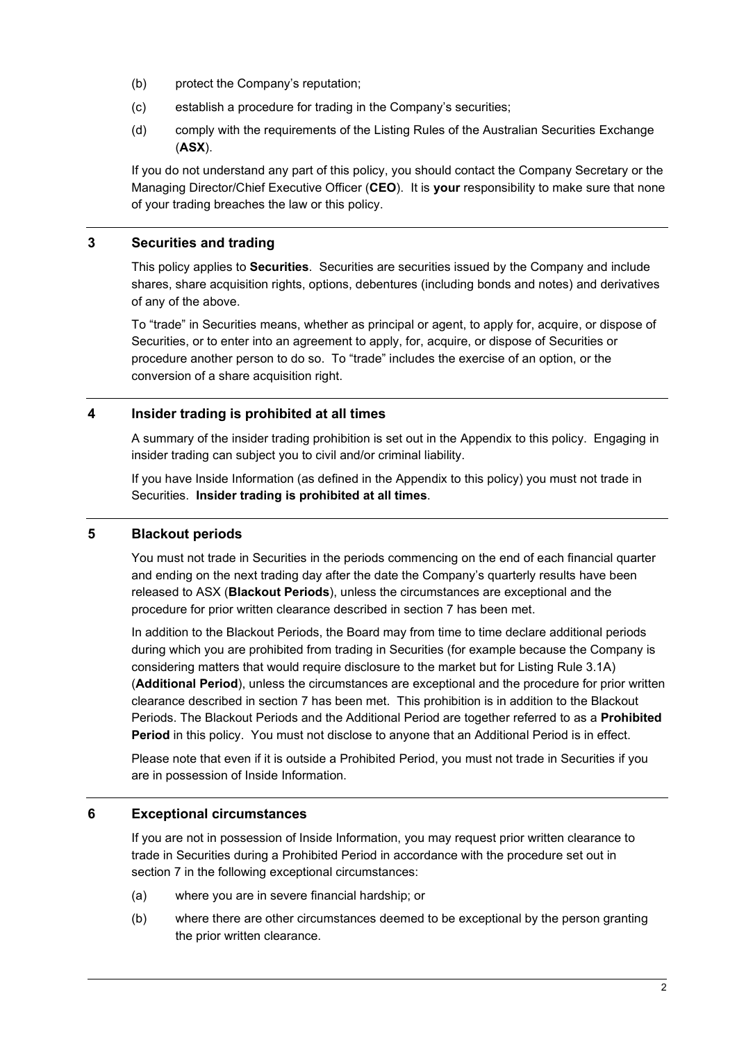(b) protect the Company's reputation;

(c) establish a procedure for trading in the Company's securities;

(d) comply with the requirements of the Listing Rules of the Australian Securities Exchange (**ASX**).

If you do not understand any part of this policy, you should contact the Company Secretary or the Managing Director/Chief Executive Officer (**CEO**). It is **your** responsibility to make sure that none of your trading breaches the law or this policy.

## 3 Securities and trading

This policy applies to **Securities**. Securities are securities issued by the Company and include shares, share acquisition rights, options, debentures (including bonds and notes) and derivatives of any of the above.

To "trade" in Securities means, whether as principal or agent, to apply for, acquire, or dispose of Securities, or to enter into an agreement to apply, for, acquire, or dispose of Securities or procedure another person to do so. To "trade" includes the exercise of an option, or the conversion of a share acquisition right.

## 4 Insider trading is prohibited at all times

A summary of the insider trading prohibition is set out in the Appendix to this policy. Engaging in insider trading can subject you to civil and/or criminal liability.

If you have Inside Information (as defined in the Appendix to this policy) you must not trade in Securities. **Insider trading is prohibited at all times**.

## 5 Blackout periods

You must not trade in Securities in the periods commencing on the end of each financial quarter and ending on the next trading day after the date the Company's quarterly results have been released to ASX (**Blackout Periods**), unless the circumstances are exceptional and the procedure for prior written clearance described in section 7 has been met.

In addition to the Blackout Periods, the Board may from time to time declare additional periods during which you are prohibited from trading in Securities (for example because the Company is considering matters that would require disclosure to the market but for Listing Rule 3.1A) (**Additional Period**), unless the circumstances are exceptional and the procedure for prior written clearance described in section 7 has been met. This prohibition is in addition to the Blackout Periods. The Blackout Periods and the Additional Period are together referred to as a **Prohibited Period** in this policy. You must not disclose to anyone that an Additional Period is in effect.

Please note that even if it is outside a Prohibited Period, you must not trade in Securities if you are in possession of Inside Information.

## 6 Exceptional circumstances

If you are not in possession of Inside Information, you may request prior written clearance to trade in Securities during a Prohibited Period in accordance with the procedure set out in section 7 in the following exceptional circumstances:

(a) where you are in severe financial hardship; or

(b) where there are other circumstances deemed to be exceptional by the person granting the prior written clearance.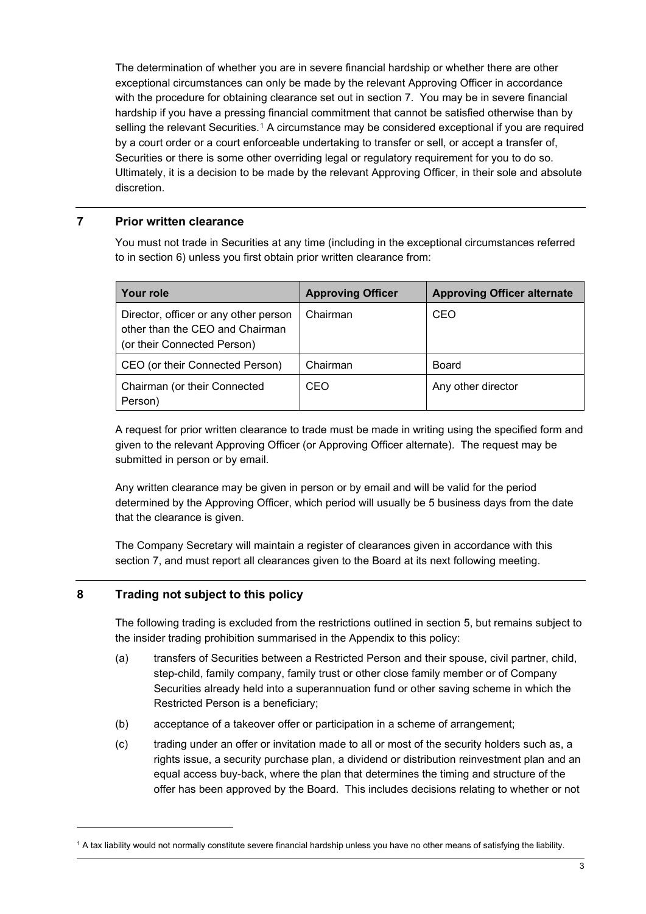The determination of whether you are in severe financial hardship or whether there are other exceptional circumstances can only be made by the relevant Approving Officer in accordance with the procedure for obtaining clearance set out in section 7. You may be in severe financial hardship if you have a pressing financial commitment that cannot be satisfied otherwise than by selling the relevant Securities.[1] A circumstance may be considered exceptional if you are required by a court order or a court enforceable undertaking to transfer or sell, or accept a transfer of, Securities or there is some other overriding legal or regulatory requirement for you to do so. Ultimately, it is a decision to be made by the relevant Approving Officer, in their sole and absolute discretion.

## 7 Prior written clearance

You must not trade in Securities at any time (including in the exceptional circumstances referred to in section 6) unless you first obtain prior written clearance from:

| Your role | Approving Officer | Approving Officer alternate |
| --- | --- | --- |
| Director, officer or any other person other than the CEO and Chairman (or their Connected Person) | Chairman | CEO |
| CEO (or their Connected Person) | Chairman | Board |
| Chairman (or their Connected Person) | CEO | Any other director |

A request for prior written clearance to trade must be made in writing using the specified form and given to the relevant Approving Officer (or Approving Officer alternate). The request may be submitted in person or by email.

Any written clearance may be given in person or by email and will be valid for the period determined by the Approving Officer, which period will usually be 5 business days from the date that the clearance is given.

The Company Secretary will maintain a register of clearances given in accordance with this section 7, and must report all clearances given to the Board at its next following meeting.

## 8 Trading not subject to this policy

The following trading is excluded from the restrictions outlined in section 5, but remains subject to the insider trading prohibition summarised in the Appendix to this policy:

(a) transfers of Securities between a Restricted Person and their spouse, civil partner, child, step-child, family company, family trust or other close family member or of Company Securities already held into a superannuation fund or other saving scheme in which the Restricted Person is a beneficiary;

(b) acceptance of a takeover offer or participation in a scheme of arrangement;

(c) trading under an offer or invitation made to all or most of the security holders such as, a rights issue, a security purchase plan, a dividend or distribution reinvestment plan and an equal access buy-back, where the plan that determines the timing and structure of the offer has been approved by the Board. This includes decisions relating to whether or not

[1] A tax liability would not normally constitute severe financial hardship unless you have no other means of satisfying the liability.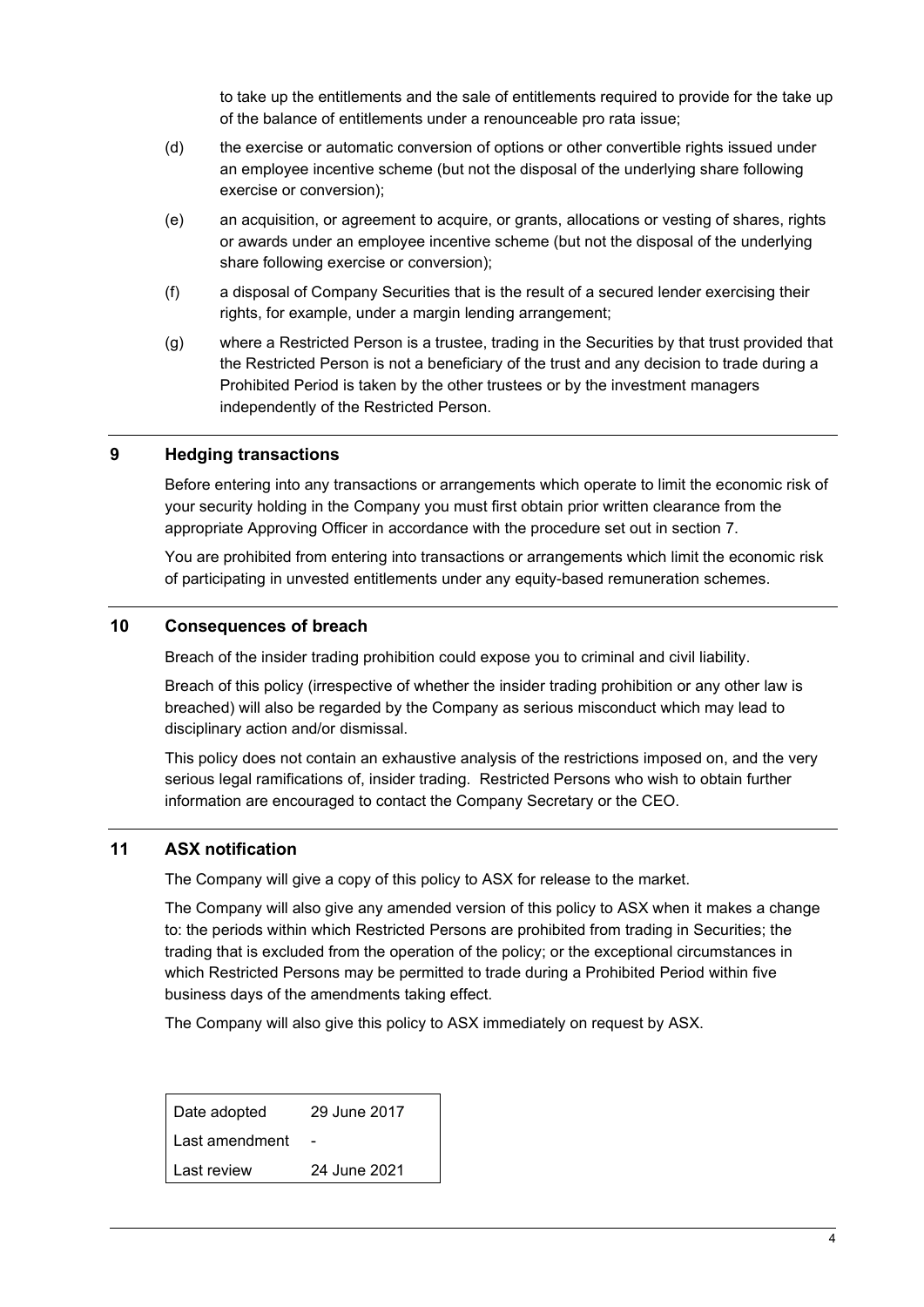to take up the entitlements and the sale of entitlements required to provide for the take up of the balance of entitlements under a renounceable pro rata issue;

(d) the exercise or automatic conversion of options or other convertible rights issued under an employee incentive scheme (but not the disposal of the underlying share following exercise or conversion);

(e) an acquisition, or agreement to acquire, or grants, allocations or vesting of shares, rights or awards under an employee incentive scheme (but not the disposal of the underlying share following exercise or conversion);

(f) a disposal of Company Securities that is the result of a secured lender exercising their rights, for example, under a margin lending arrangement;

(g) where a Restricted Person is a trustee, trading in the Securities by that trust provided that the Restricted Person is not a beneficiary of the trust and any decision to trade during a Prohibited Period is taken by the other trustees or by the investment managers independently of the Restricted Person.

## 9 Hedging transactions

Before entering into any transactions or arrangements which operate to limit the economic risk of your security holding in the Company you must first obtain prior written clearance from the appropriate Approving Officer in accordance with the procedure set out in section 7.

You are prohibited from entering into transactions or arrangements which limit the economic risk of participating in unvested entitlements under any equity-based remuneration schemes.

## 10 Consequences of breach

Breach of the insider trading prohibition could expose you to criminal and civil liability.

Breach of this policy (irrespective of whether the insider trading prohibition or any other law is breached) will also be regarded by the Company as serious misconduct which may lead to disciplinary action and/or dismissal.

This policy does not contain an exhaustive analysis of the restrictions imposed on, and the very serious legal ramifications of, insider trading. Restricted Persons who wish to obtain further information are encouraged to contact the Company Secretary or the CEO.

## 11 ASX notification

The Company will give a copy of this policy to ASX for release to the market.

The Company will also give any amended version of this policy to ASX when it makes a change to: the periods within which Restricted Persons are prohibited from trading in Securities; the trading that is excluded from the operation of the policy; or the exceptional circumstances in which Restricted Persons may be permitted to trade during a Prohibited Period within five business days of the amendments taking effect.

The Company will also give this policy to ASX immediately on request by ASX.

| | |
|---|---|
| Date adopted | 29 June 2017 |
| Last amendment | - |
| Last review | 24 June 2021 |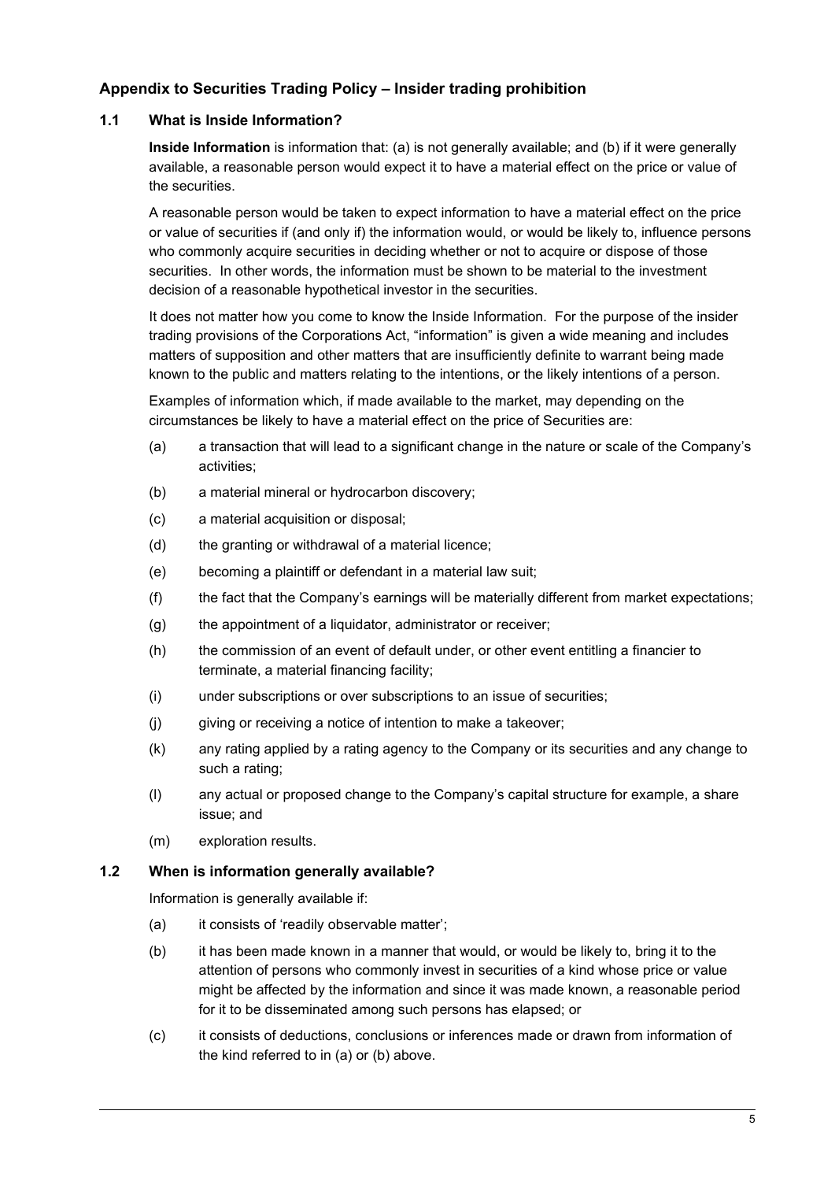## Appendix to Securities Trading Policy – Insider trading prohibition

### 1.1 What is Inside Information?

**Inside Information** is information that: (a) is not generally available; and (b) if it were generally available, a reasonable person would expect it to have a material effect on the price or value of the securities.

A reasonable person would be taken to expect information to have a material effect on the price or value of securities if (and only if) the information would, or would be likely to, influence persons who commonly acquire securities in deciding whether or not to acquire or dispose of those securities. In other words, the information must be shown to be material to the investment decision of a reasonable hypothetical investor in the securities.

It does not matter how you come to know the Inside Information. For the purpose of the insider trading provisions of the Corporations Act, "information" is given a wide meaning and includes matters of supposition and other matters that are insufficiently definite to warrant being made known to the public and matters relating to the intentions, or the likely intentions of a person.

Examples of information which, if made available to the market, may depending on the circumstances be likely to have a material effect on the price of Securities are:

(a) a transaction that will lead to a significant change in the nature or scale of the Company's activities;

(b) a material mineral or hydrocarbon discovery;

(c) a material acquisition or disposal;

(d) the granting or withdrawal of a material licence;

(e) becoming a plaintiff or defendant in a material law suit;

(f) the fact that the Company's earnings will be materially different from market expectations;

(g) the appointment of a liquidator, administrator or receiver;

(h) the commission of an event of default under, or other event entitling a financier to terminate, a material financing facility;

(i) under subscriptions or over subscriptions to an issue of securities;

(j) giving or receiving a notice of intention to make a takeover;

(k) any rating applied by a rating agency to the Company or its securities and any change to such a rating;

(l) any actual or proposed change to the Company's capital structure for example, a share issue; and

(m) exploration results.

### 1.2 When is information generally available?

Information is generally available if:

(a) it consists of 'readily observable matter';

(b) it has been made known in a manner that would, or would be likely to, bring it to the attention of persons who commonly invest in securities of a kind whose price or value might be affected by the information and since it was made known, a reasonable period for it to be disseminated among such persons has elapsed; or

(c) it consists of deductions, conclusions or inferences made or drawn from information of the kind referred to in (a) or (b) above.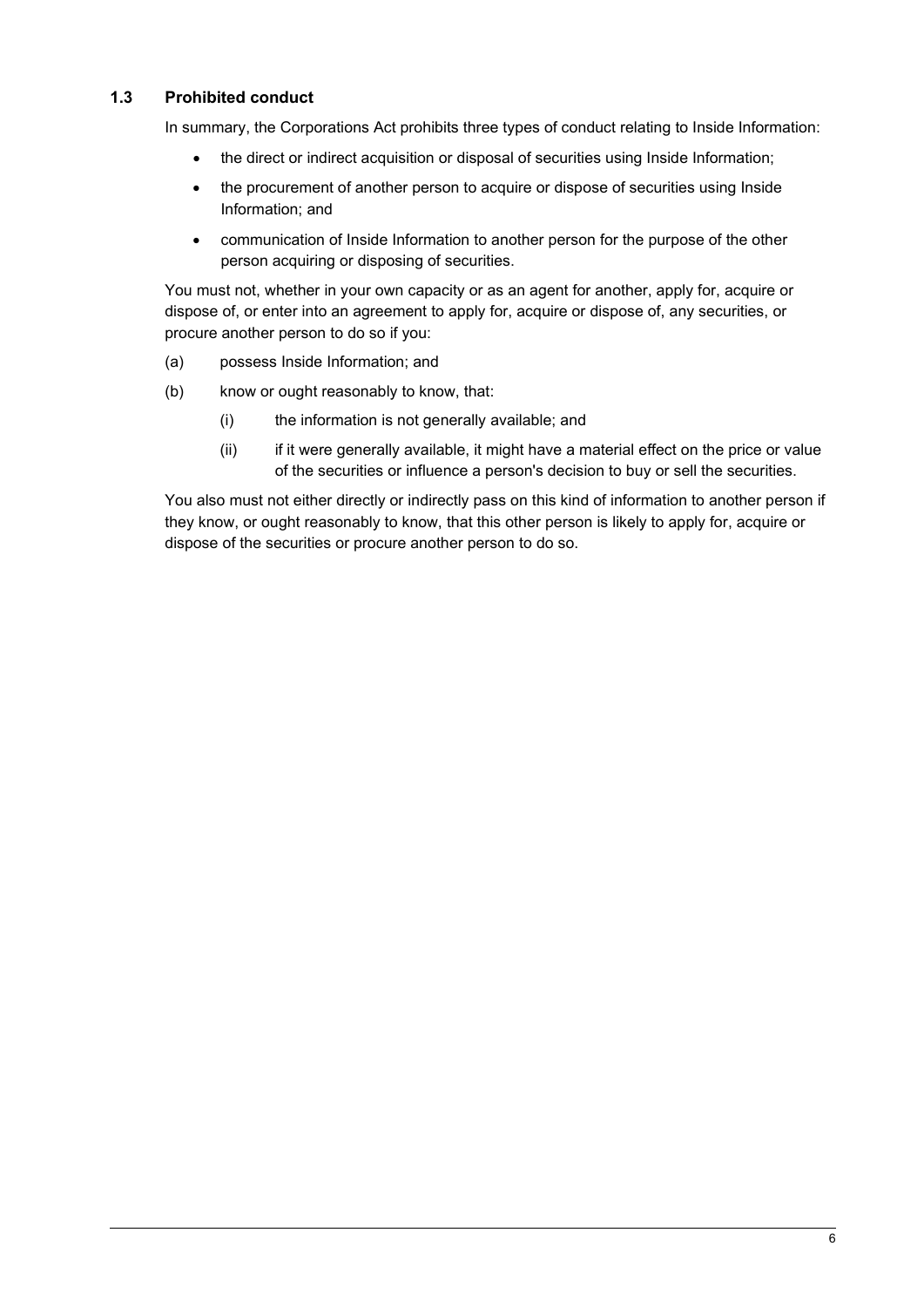### 1.3 Prohibited conduct

In summary, the Corporations Act prohibits three types of conduct relating to Inside Information:

- the direct or indirect acquisition or disposal of securities using Inside Information;
- the procurement of another person to acquire or dispose of securities using Inside Information; and
- communication of Inside Information to another person for the purpose of the other person acquiring or disposing of securities.

You must not, whether in your own capacity or as an agent for another, apply for, acquire or dispose of, or enter into an agreement to apply for, acquire or dispose of, any securities, or procure another person to do so if you:

(a) possess Inside Information; and

(b) know or ought reasonably to know, that:

  (i) the information is not generally available; and

  (ii) if it were generally available, it might have a material effect on the price or value of the securities or influence a person's decision to buy or sell the securities.

You also must not either directly or indirectly pass on this kind of information to another person if they know, or ought reasonably to know, that this other person is likely to apply for, acquire or dispose of the securities or procure another person to do so.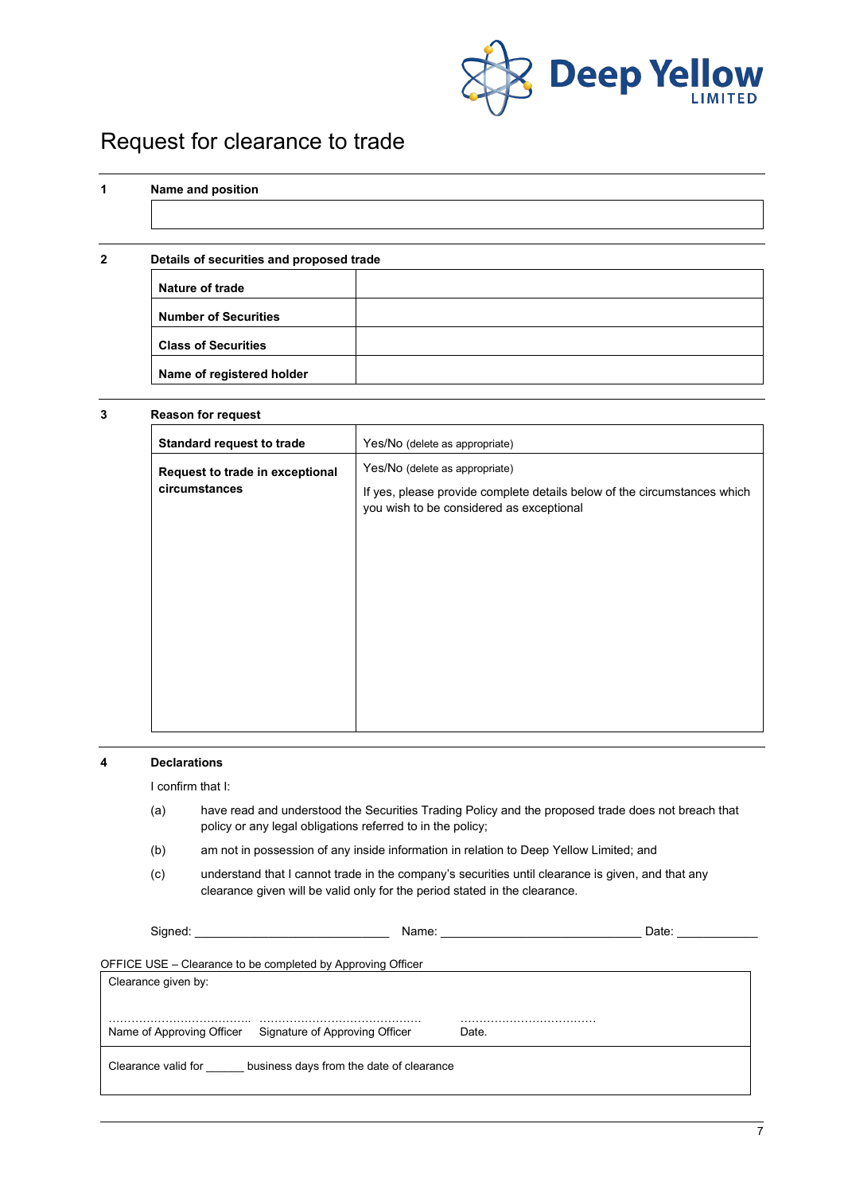Deep Yellow LIMITED

# Request for clearance to trade

## 1 Name and position

| |
|---|
| |

## 2 Details of securities and proposed trade

| | |
|---|---|
| **Nature of trade** | |
| **Number of Securities** | |
| **Class of Securities** | |
| **Name of registered holder** | |

## 3 Reason for request

| | |
|---|---|
| **Standard request to trade** | Yes/No (delete as appropriate) |
| **Request to trade in exceptional circumstances** | Yes/No (delete as appropriate)<br><br>If yes, please provide complete details below of the circumstances which you wish to be considered as exceptional |

## 4 Declarations

I confirm that I:

(a) have read and understood the Securities Trading Policy and the proposed trade does not breach that policy or any legal obligations referred to in the policy;

(b) am not in possession of any inside information in relation to Deep Yellow Limited; and

(c) understand that I cannot trade in the company's securities until clearance is given, and that any clearance given will be valid only for the period stated in the clearance.

Signed: ____________________________ Name: _____________________________ Date: ____________

OFFICE USE – Clearance to be completed by Approving Officer

| | | |
|---|---|---|
| Clearance given by:<br><br>………………………………<br>Name of Approving Officer | ……………………………………<br>Signature of Approving Officer | ………………………………<br>Date. |
| Clearance valid for ______ business days from the date of clearance | | |